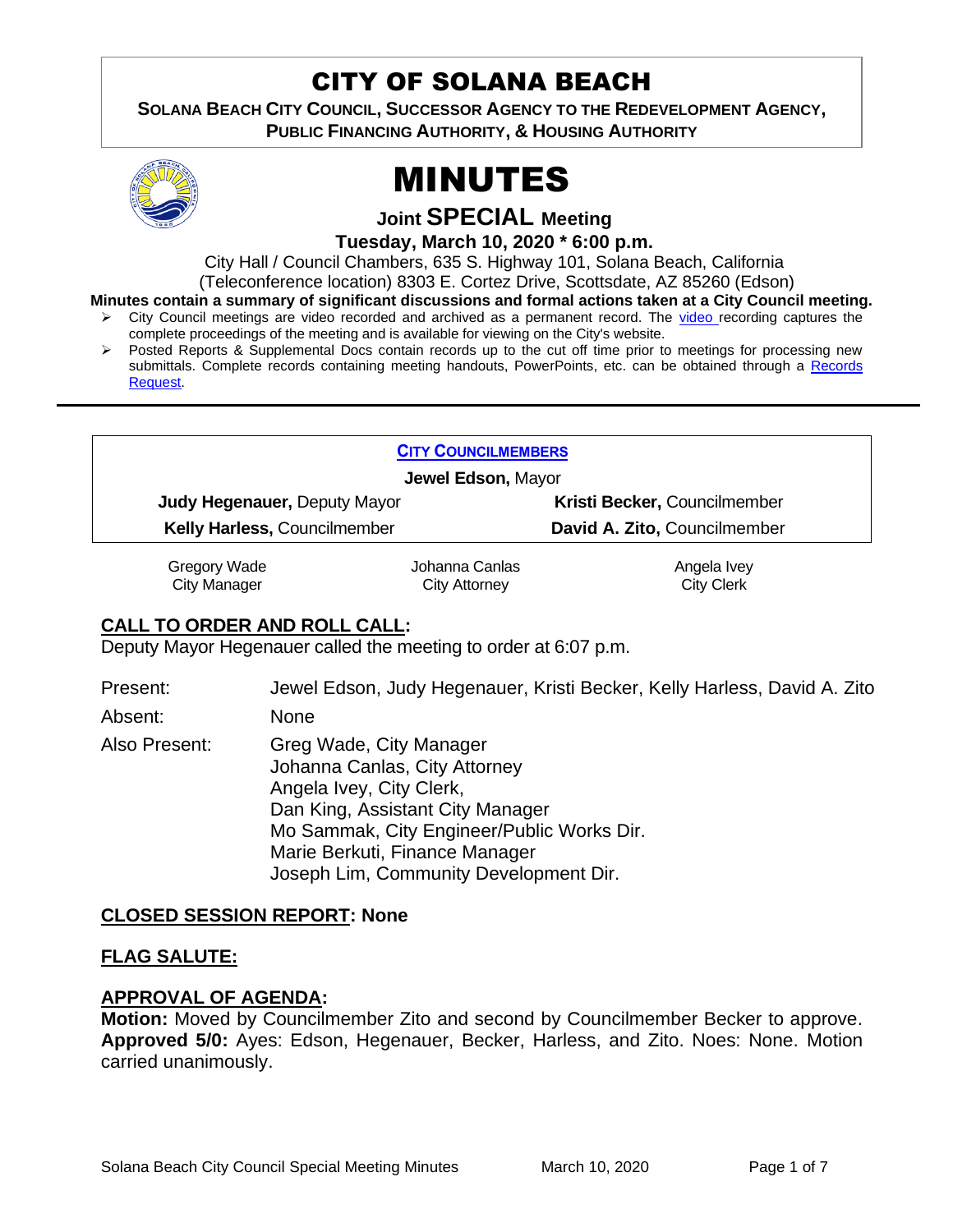# CITY OF SOLANA BEACH

**SOLANA BEACH CITY COUNCIL, SUCCESSOR AGENCY TO THE REDEVELOPMENT AGENCY, PUBLIC FINANCING AUTHORITY, & HOUSING AUTHORITY**

# MINUTES

## Joint SPECIAL Meeting

**Tuesday, March 10, 2020 * 6:00 p.m.**

City Hall / Council Chambers, 635 S. Highway 101, Solana Beach, California
(Teleconference location) 8303 E. Cortez Drive, Scottsdale, AZ 85260 (Edson)

**Minutes contain a summary of significant discussions and formal actions taken at a City Council meeting.**

- City Council meetings are video recorded and archived as a permanent record. The video recording captures the complete proceedings of the meeting and is available for viewing on the City's website.
- Posted Reports & Supplemental Docs contain records up to the cut off time prior to meetings for processing new submittals. Complete records containing meeting handouts, PowerPoints, etc. can be obtained through a Records Request.

---

| CITY COUNCILMEMBERS | |
|---|---|
| **Jewel Edson,** Mayor | |
| **Judy Hegenauer,** Deputy Mayor | **Kristi Becker,** Councilmember |
| **Kelly Harless,** Councilmember | **David A. Zito,** Councilmember |

| Gregory Wade | Johanna Canlas | Angela Ivey |
|---|---|---|
| City Manager | City Attorney | City Clerk |

## CALL TO ORDER AND ROLL CALL:

Deputy Mayor Hegenauer called the meeting to order at 6:07 p.m.

Present: Jewel Edson, Judy Hegenauer, Kristi Becker, Kelly Harless, David A. Zito

Absent: None

Also Present: Greg Wade, City Manager
Johanna Canlas, City Attorney
Angela Ivey, City Clerk,
Dan King, Assistant City Manager
Mo Sammak, City Engineer/Public Works Dir.
Marie Berkuti, Finance Manager
Joseph Lim, Community Development Dir.

## CLOSED SESSION REPORT: None

## FLAG SALUTE:

## APPROVAL OF AGENDA:

**Motion:** Moved by Councilmember Zito and second by Councilmember Becker to approve. **Approved 5/0:** Ayes: Edson, Hegenauer, Becker, Harless, and Zito. Noes: None. Motion carried unanimously.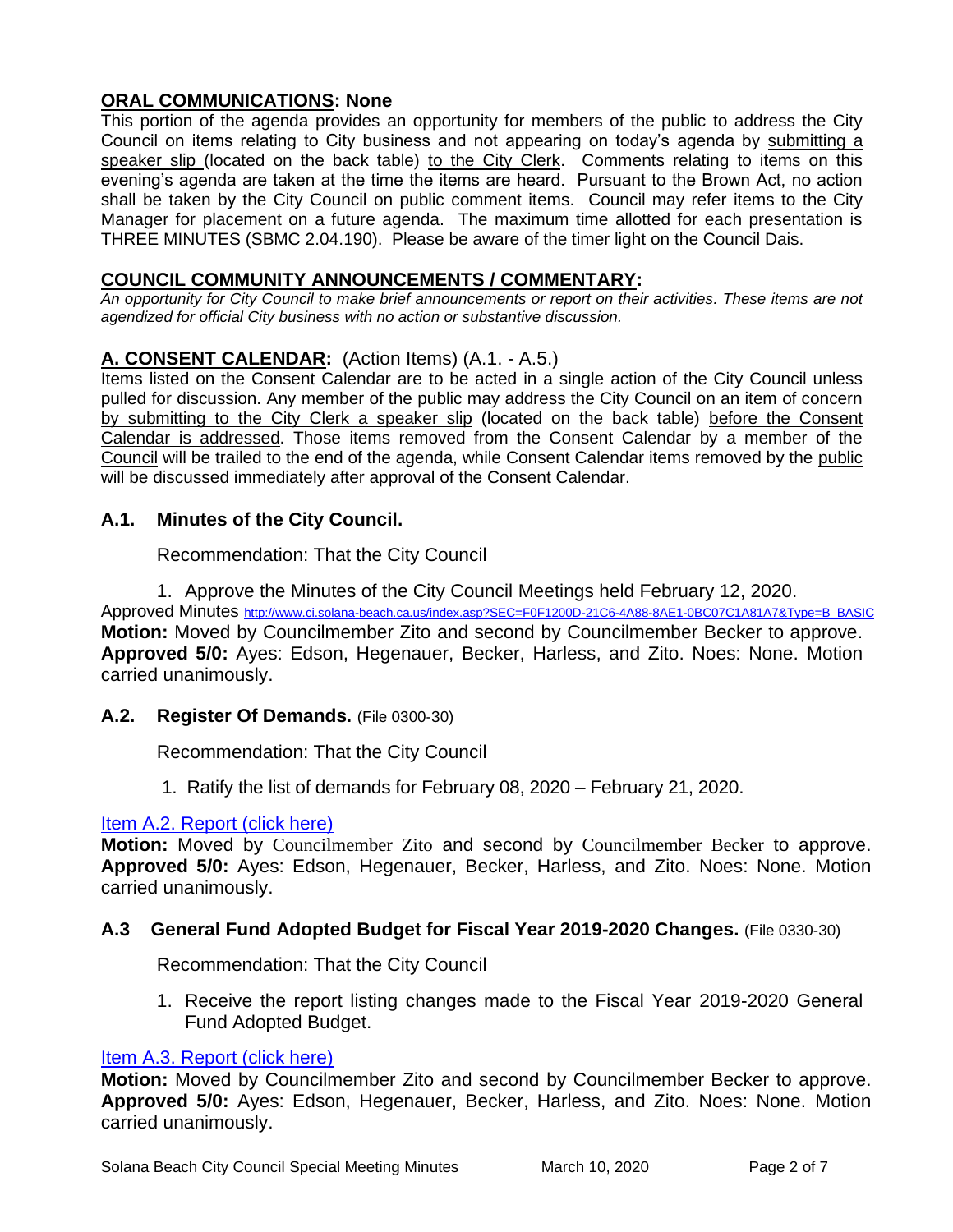## ORAL COMMUNICATIONS: None

This portion of the agenda provides an opportunity for members of the public to address the City Council on items relating to City business and not appearing on today's agenda by submitting a speaker slip (located on the back table) to the City Clerk. Comments relating to items on this evening's agenda are taken at the time the items are heard. Pursuant to the Brown Act, no action shall be taken by the City Council on public comment items. Council may refer items to the City Manager for placement on a future agenda. The maximum time allotted for each presentation is THREE MINUTES (SBMC 2.04.190). Please be aware of the timer light on the Council Dais.

## COUNCIL COMMUNITY ANNOUNCEMENTS / COMMENTARY:

*An opportunity for City Council to make brief announcements or report on their activities. These items are not agendized for official City business with no action or substantive discussion.*

## A. CONSENT CALENDAR: (Action Items) (A.1. - A.5.)

Items listed on the Consent Calendar are to be acted in a single action of the City Council unless pulled for discussion. Any member of the public may address the City Council on an item of concern by submitting to the City Clerk a speaker slip (located on the back table) before the Consent Calendar is addressed. Those items removed from the Consent Calendar by a member of the Council will be trailed to the end of the agenda, while Consent Calendar items removed by the public will be discussed immediately after approval of the Consent Calendar.

### A.1. Minutes of the City Council.

Recommendation: That the City Council

1. Approve the Minutes of the City Council Meetings held February 12, 2020.

Approved Minutes http://www.ci.solana-beach.ca.us/index.asp?SEC=F0F1200D-21C6-4A88-8AE1-0BC07C1A81A7&Type=B_BASIC

**Motion:** Moved by Councilmember Zito and second by Councilmember Becker to approve. **Approved 5/0:** Ayes: Edson, Hegenauer, Becker, Harless, and Zito. Noes: None. Motion carried unanimously.

### A.2. Register Of Demands. (File 0300-30)

Recommendation: That the City Council

1. Ratify the list of demands for February 08, 2020 – February 21, 2020.

Item A.2. Report (click here)

**Motion:** Moved by Councilmember Zito and second by Councilmember Becker to approve. **Approved 5/0:** Ayes: Edson, Hegenauer, Becker, Harless, and Zito. Noes: None. Motion carried unanimously.

### A.3 General Fund Adopted Budget for Fiscal Year 2019-2020 Changes. (File 0330-30)

Recommendation: That the City Council

1. Receive the report listing changes made to the Fiscal Year 2019-2020 General Fund Adopted Budget.

Item A.3. Report (click here)

**Motion:** Moved by Councilmember Zito and second by Councilmember Becker to approve. **Approved 5/0:** Ayes: Edson, Hegenauer, Becker, Harless, and Zito. Noes: None. Motion carried unanimously.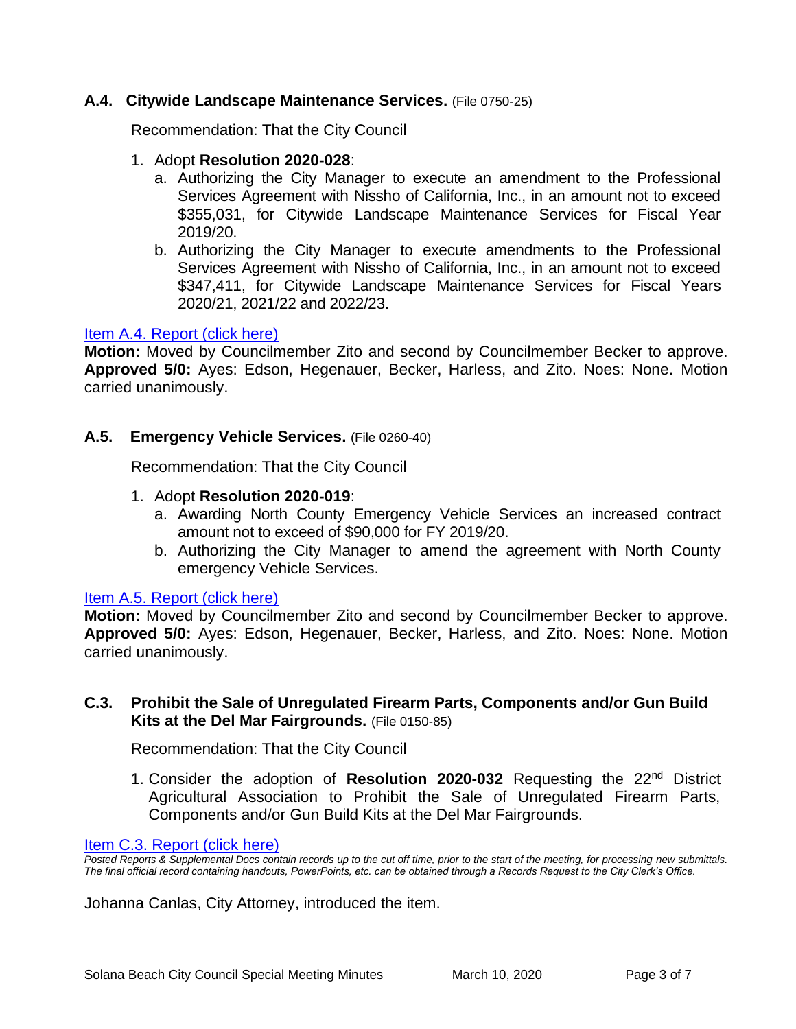### **A.4. Citywide Landscape Maintenance Services.** (File 0750-25)

Recommendation: That the City Council

1. Adopt **Resolution 2020-028**:
   a. Authorizing the City Manager to execute an amendment to the Professional Services Agreement with Nissho of California, Inc., in an amount not to exceed $355,031, for Citywide Landscape Maintenance Services for Fiscal Year 2019/20.
   b. Authorizing the City Manager to execute amendments to the Professional Services Agreement with Nissho of California, Inc., in an amount not to exceed $347,411, for Citywide Landscape Maintenance Services for Fiscal Years 2020/21, 2021/22 and 2022/23.

Item A.4. Report (click here)

**Motion:** Moved by Councilmember Zito and second by Councilmember Becker to approve. **Approved 5/0:** Ayes: Edson, Hegenauer, Becker, Harless, and Zito. Noes: None. Motion carried unanimously.

### **A.5. Emergency Vehicle Services.** (File 0260-40)

Recommendation: That the City Council

1. Adopt **Resolution 2020-019**:
   a. Awarding North County Emergency Vehicle Services an increased contract amount not to exceed of $90,000 for FY 2019/20.
   b. Authorizing the City Manager to amend the agreement with North County emergency Vehicle Services.

Item A.5. Report (click here)

**Motion:** Moved by Councilmember Zito and second by Councilmember Becker to approve. **Approved 5/0:** Ayes: Edson, Hegenauer, Becker, Harless, and Zito. Noes: None. Motion carried unanimously.

### **C.3. Prohibit the Sale of Unregulated Firearm Parts, Components and/or Gun Build Kits at the Del Mar Fairgrounds.** (File 0150-85)

Recommendation: That the City Council

1. Consider the adoption of **Resolution 2020-032** Requesting the 22nd District Agricultural Association to Prohibit the Sale of Unregulated Firearm Parts, Components and/or Gun Build Kits at the Del Mar Fairgrounds.

Item C.3. Report (click here)

*Posted Reports & Supplemental Docs contain records up to the cut off time, prior to the start of the meeting, for processing new submittals. The final official record containing handouts, PowerPoints, etc. can be obtained through a Records Request to the City Clerk's Office.*

Johanna Canlas, City Attorney, introduced the item.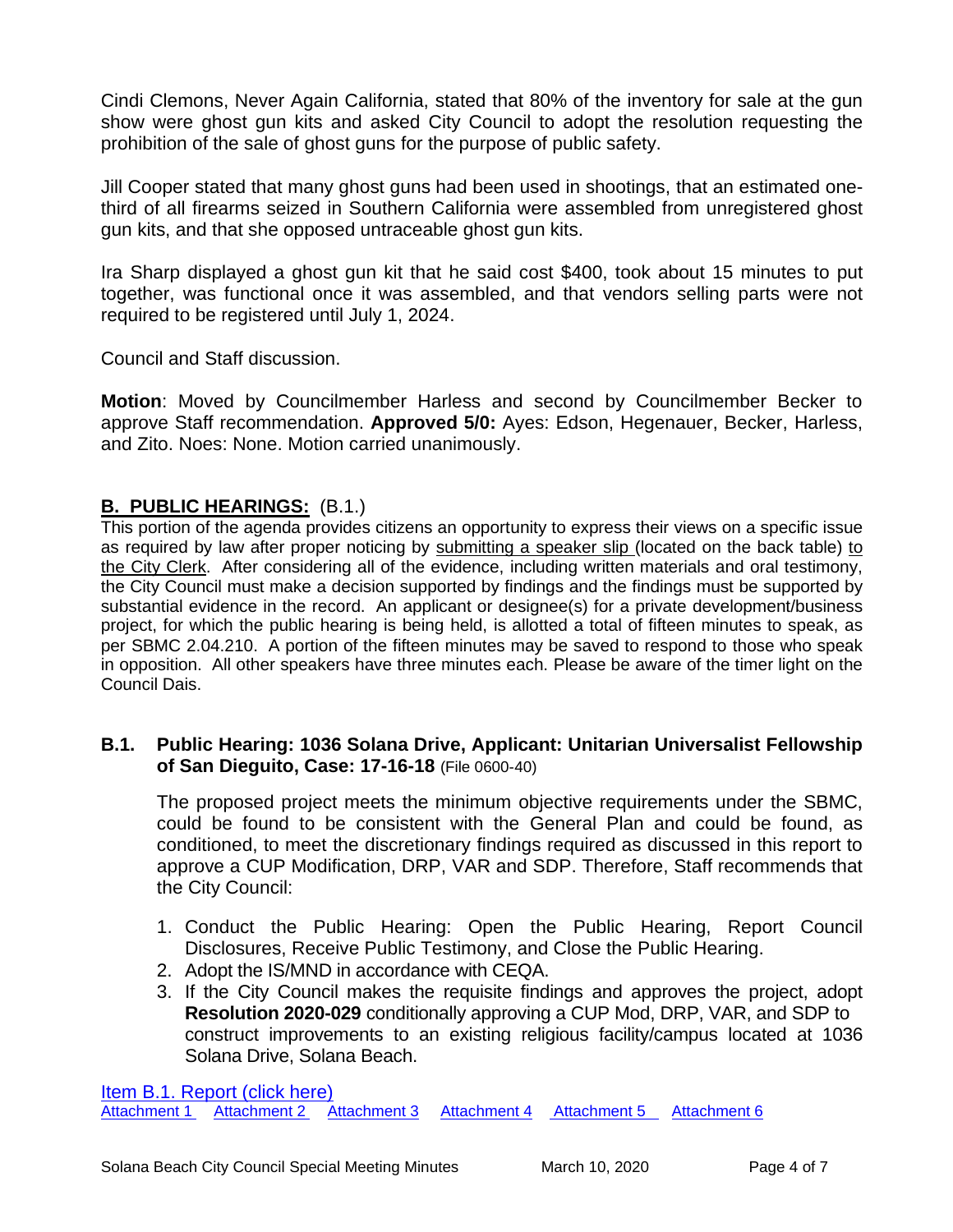Cindi Clemons, Never Again California, stated that 80% of the inventory for sale at the gun show were ghost gun kits and asked City Council to adopt the resolution requesting the prohibition of the sale of ghost guns for the purpose of public safety.

Jill Cooper stated that many ghost guns had been used in shootings, that an estimated one-third of all firearms seized in Southern California were assembled from unregistered ghost gun kits, and that she opposed untraceable ghost gun kits.

Ira Sharp displayed a ghost gun kit that he said cost $400, took about 15 minutes to put together, was functional once it was assembled, and that vendors selling parts were not required to be registered until July 1, 2024.

Council and Staff discussion.

**Motion**: Moved by Councilmember Harless and second by Councilmember Becker to approve Staff recommendation. **Approved 5/0:** Ayes: Edson, Hegenauer, Becker, Harless, and Zito. Noes: None. Motion carried unanimously.

## B. PUBLIC HEARINGS: (B.1.)

This portion of the agenda provides citizens an opportunity to express their views on a specific issue as required by law after proper noticing by submitting a speaker slip (located on the back table) to the City Clerk. After considering all of the evidence, including written materials and oral testimony, the City Council must make a decision supported by findings and the findings must be supported by substantial evidence in the record. An applicant or designee(s) for a private development/business project, for which the public hearing is being held, is allotted a total of fifteen minutes to speak, as per SBMC 2.04.210. A portion of the fifteen minutes may be saved to respond to those who speak in opposition. All other speakers have three minutes each. Please be aware of the timer light on the Council Dais.

### B.1. Public Hearing: 1036 Solana Drive, Applicant: Unitarian Universalist Fellowship of San Dieguito, Case: 17-16-18 (File 0600-40)

The proposed project meets the minimum objective requirements under the SBMC, could be found to be consistent with the General Plan and could be found, as conditioned, to meet the discretionary findings required as discussed in this report to approve a CUP Modification, DRP, VAR and SDP. Therefore, Staff recommends that the City Council:

1. Conduct the Public Hearing: Open the Public Hearing, Report Council Disclosures, Receive Public Testimony, and Close the Public Hearing.
2. Adopt the IS/MND in accordance with CEQA.
3. If the City Council makes the requisite findings and approves the project, adopt **Resolution 2020-029** conditionally approving a CUP Mod, DRP, VAR, and SDP to construct improvements to an existing religious facility/campus located at 1036 Solana Drive, Solana Beach.

Item B.1. Report (click here)
Attachment 1 Attachment 2 Attachment 3 Attachment 4 Attachment 5 Attachment 6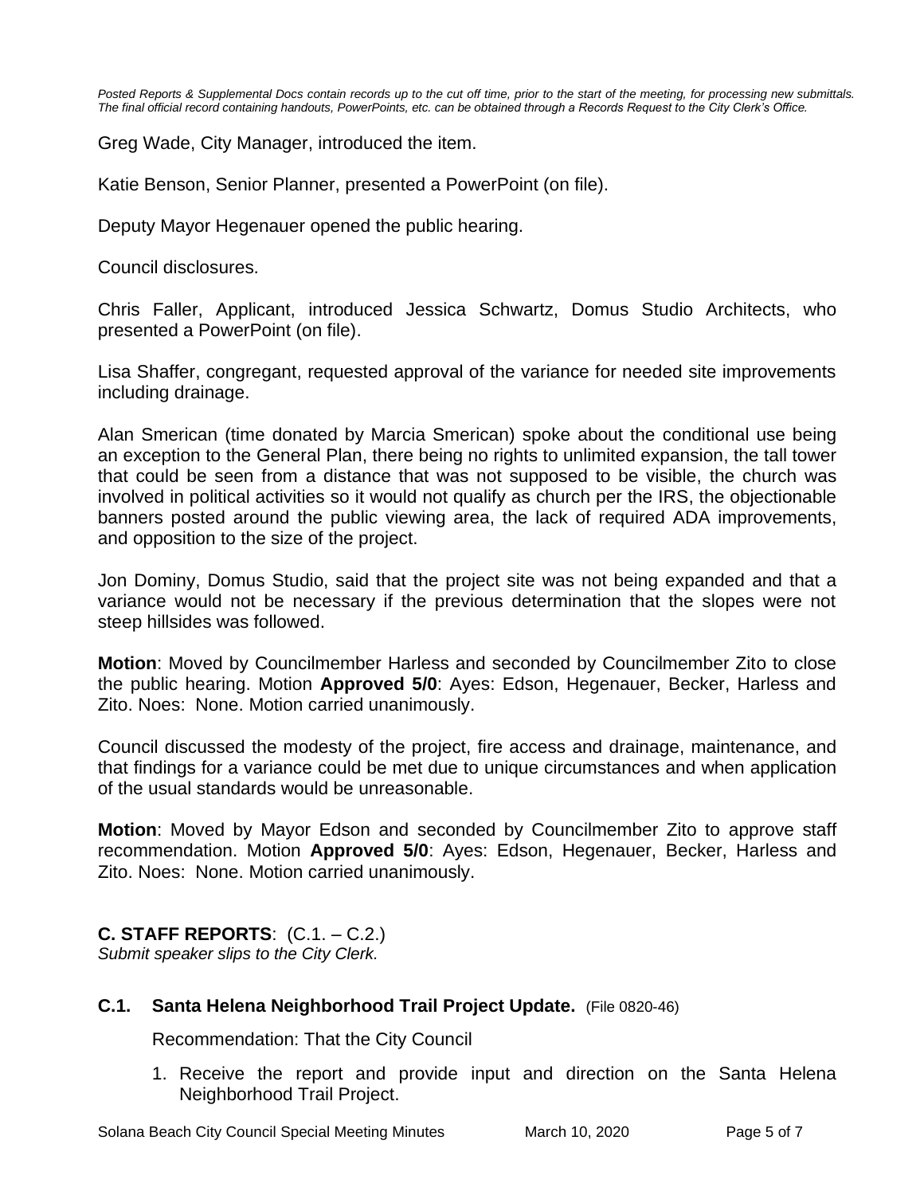*Posted Reports & Supplemental Docs contain records up to the cut off time, prior to the start of the meeting, for processing new submittals. The final official record containing handouts, PowerPoints, etc. can be obtained through a Records Request to the City Clerk's Office.*

Greg Wade, City Manager, introduced the item.

Katie Benson, Senior Planner, presented a PowerPoint (on file).

Deputy Mayor Hegenauer opened the public hearing.

Council disclosures.

Chris Faller, Applicant, introduced Jessica Schwartz, Domus Studio Architects, who presented a PowerPoint (on file).

Lisa Shaffer, congregant, requested approval of the variance for needed site improvements including drainage.

Alan Smerican (time donated by Marcia Smerican) spoke about the conditional use being an exception to the General Plan, there being no rights to unlimited expansion, the tall tower that could be seen from a distance that was not supposed to be visible, the church was involved in political activities so it would not qualify as church per the IRS, the objectionable banners posted around the public viewing area, the lack of required ADA improvements, and opposition to the size of the project.

Jon Dominy, Domus Studio, said that the project site was not being expanded and that a variance would not be necessary if the previous determination that the slopes were not steep hillsides was followed.

**Motion**: Moved by Councilmember Harless and seconded by Councilmember Zito to close the public hearing. Motion **Approved 5/0**: Ayes: Edson, Hegenauer, Becker, Harless and Zito. Noes: None. Motion carried unanimously.

Council discussed the modesty of the project, fire access and drainage, maintenance, and that findings for a variance could be met due to unique circumstances and when application of the usual standards would be unreasonable.

**Motion**: Moved by Mayor Edson and seconded by Councilmember Zito to approve staff recommendation. Motion **Approved 5/0**: Ayes: Edson, Hegenauer, Becker, Harless and Zito. Noes: None. Motion carried unanimously.

## C. STAFF REPORTS: (C.1. – C.2.)

*Submit speaker slips to the City Clerk.*

### C.1. Santa Helena Neighborhood Trail Project Update. (File 0820-46)

Recommendation: That the City Council

1. Receive the report and provide input and direction on the Santa Helena Neighborhood Trail Project.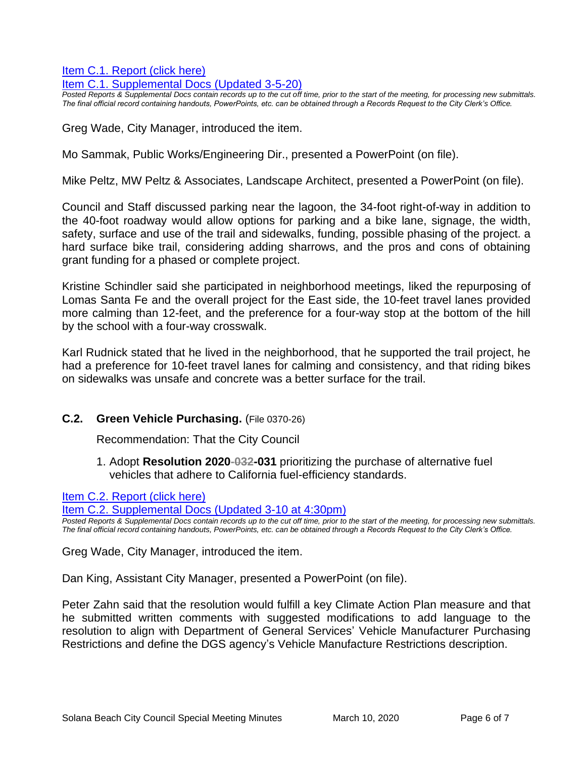Item C.1. Report (click here)
Item C.1. Supplemental Docs (Updated 3-5-20)

*Posted Reports & Supplemental Docs contain records up to the cut off time, prior to the start of the meeting, for processing new submittals. The final official record containing handouts, PowerPoints, etc. can be obtained through a Records Request to the City Clerk's Office.*

Greg Wade, City Manager, introduced the item.

Mo Sammak, Public Works/Engineering Dir., presented a PowerPoint (on file).

Mike Peltz, MW Peltz & Associates, Landscape Architect, presented a PowerPoint (on file).

Council and Staff discussed parking near the lagoon, the 34-foot right-of-way in addition to the 40-foot roadway would allow options for parking and a bike lane, signage, the width, safety, surface and use of the trail and sidewalks, funding, possible phasing of the project. a hard surface bike trail, considering adding sharrows, and the pros and cons of obtaining grant funding for a phased or complete project.

Kristine Schindler said she participated in neighborhood meetings, liked the repurposing of Lomas Santa Fe and the overall project for the East side, the 10-feet travel lanes provided more calming than 12-feet, and the preference for a four-way stop at the bottom of the hill by the school with a four-way crosswalk.

Karl Rudnick stated that he lived in the neighborhood, that he supported the trail project, he had a preference for 10-feet travel lanes for calming and consistency, and that riding bikes on sidewalks was unsafe and concrete was a better surface for the trail.

### C.2. Green Vehicle Purchasing. (File 0370-26)

Recommendation: That the City Council

1. Adopt **Resolution 2020~~-032~~-031** prioritizing the purchase of alternative fuel vehicles that adhere to California fuel-efficiency standards.

Item C.2. Report (click here)
Item C.2. Supplemental Docs (Updated 3-10 at 4:30pm)

*Posted Reports & Supplemental Docs contain records up to the cut off time, prior to the start of the meeting, for processing new submittals. The final official record containing handouts, PowerPoints, etc. can be obtained through a Records Request to the City Clerk's Office.*

Greg Wade, City Manager, introduced the item.

Dan King, Assistant City Manager, presented a PowerPoint (on file).

Peter Zahn said that the resolution would fulfill a key Climate Action Plan measure and that he submitted written comments with suggested modifications to add language to the resolution to align with Department of General Services' Vehicle Manufacturer Purchasing Restrictions and define the DGS agency's Vehicle Manufacture Restrictions description.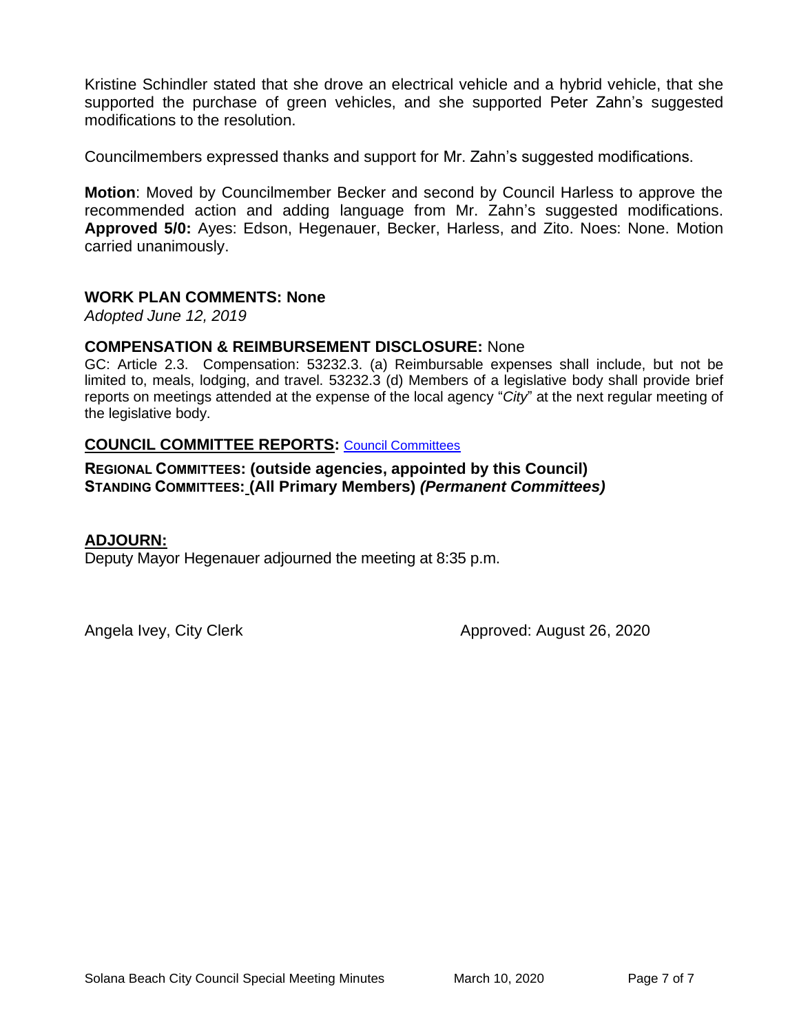Kristine Schindler stated that she drove an electrical vehicle and a hybrid vehicle, that she supported the purchase of green vehicles, and she supported Peter Zahn's suggested modifications to the resolution.

Councilmembers expressed thanks and support for Mr. Zahn's suggested modifications.

**Motion**: Moved by Councilmember Becker and second by Council Harless to approve the recommended action and adding language from Mr. Zahn's suggested modifications. **Approved 5/0:** Ayes: Edson, Hegenauer, Becker, Harless, and Zito. Noes: None. Motion carried unanimously.

**WORK PLAN COMMENTS: None**

*Adopted June 12, 2019*

**COMPENSATION & REIMBURSEMENT DISCLOSURE:** None

GC: Article 2.3. Compensation: 53232.3. (a) Reimbursable expenses shall include, but not be limited to, meals, lodging, and travel. 53232.3 (d) Members of a legislative body shall provide brief reports on meetings attended at the expense of the local agency "*City*" at the next regular meeting of the legislative body.

**COUNCIL COMMITTEE REPORTS:** Council Committees

**REGIONAL COMMITTEES: (outside agencies, appointed by this Council)**

**STANDING COMMITTEES: (All Primary Members)** ***(Permanent Committees)***

**ADJOURN:**

Deputy Mayor Hegenauer adjourned the meeting at 8:35 p.m.

Angela Ivey, City Clerk

Approved: August 26, 2020